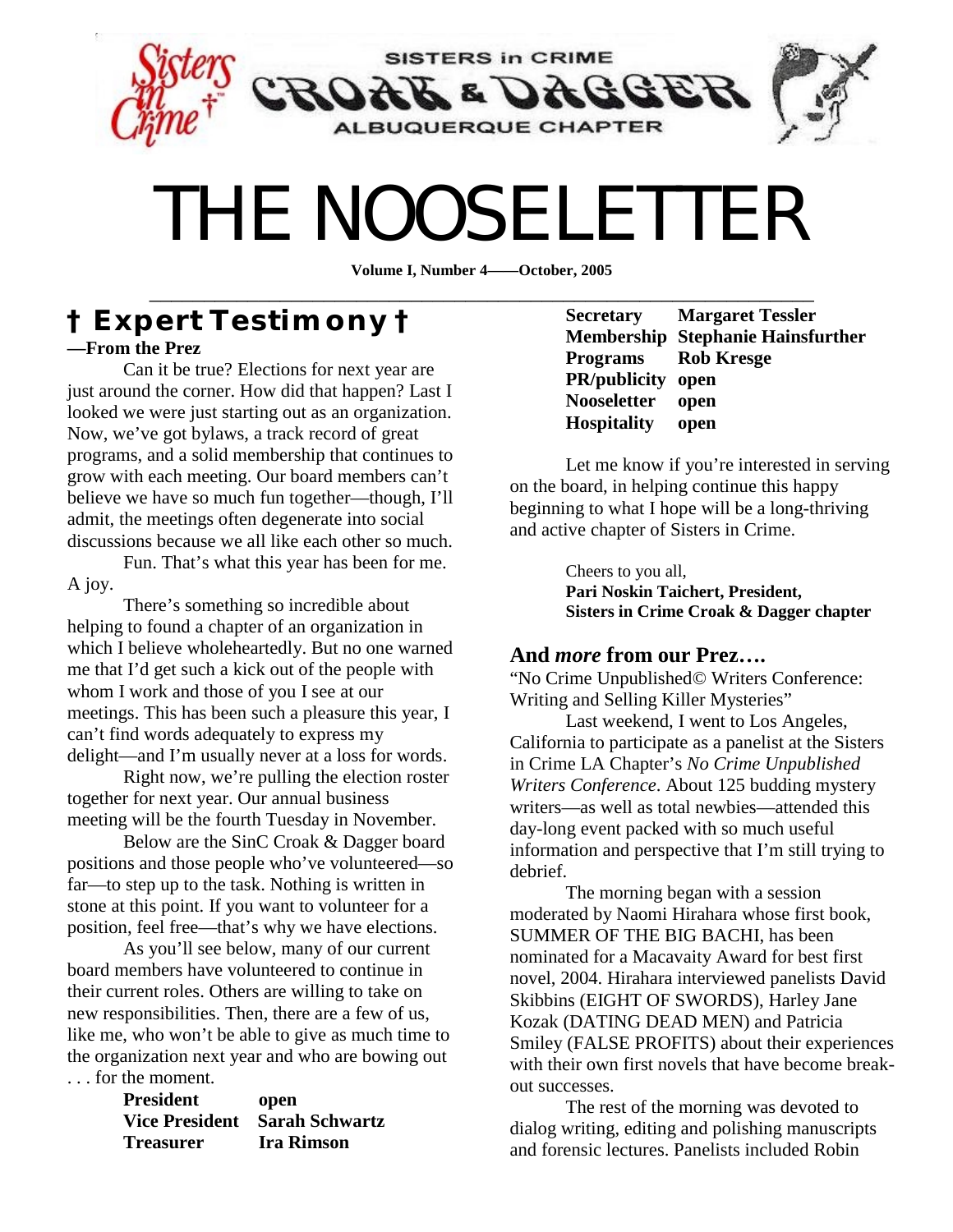SISTERS in CRIME

CROAK & DAGGER

ALBUQUERQUE CHAPTER

# THE NOOSELETTER

**Volume I, Number 4——October, 2005**

## † Expert Testimony †

**—From the Prez**

Can it be true? Elections for next year are just around the corner. How did that happen? Last I looked we were just starting out as an organization. Now, we've got bylaws, a track record of great programs, and a solid membership that continues to grow with each meeting. Our board members can't believe we have so much fun together—though, I'll admit, the meetings often degenerate into social discussions because we all like each other so much.

Fun. That's what this year has been for me. A joy.

There's something so incredible about helping to found a chapter of an organization in which I believe wholeheartedly. But no one warned me that I'd get such a kick out of the people with whom I work and those of you I see at our meetings. This has been such a pleasure this year, I can't find words adequately to express my delight—and I'm usually never at a loss for words.

Right now, we're pulling the election roster together for next year. Our annual business meeting will be the fourth Tuesday in November.

Below are the SinC Croak & Dagger board positions and those people who've volunteered—so far—to step up to the task. Nothing is written in stone at this point. If you want to volunteer for a position, feel free—that's why we have elections.

As you'll see below, many of our current board members have volunteered to continue in their current roles. Others are willing to take on new responsibilities. Then, there are a few of us, like me, who won't be able to give as much time to the organization next year and who are bowing out . . . for the moment.

| | |
|---|---|
| **President** | **open** |
| **Vice President** | **Sarah Schwartz** |
| **Treasurer** | **Ira Rimson** |
| **Secretary** | **Margaret Tessler** |
| **Membership** | **Stephanie Hainsfurther** |
| **Programs** | **Rob Kresge** |
| **PR/publicity** | **open** |
| **Nooseletter** | **open** |
| **Hospitality** | **open** |

Let me know if you're interested in serving on the board, in helping continue this happy beginning to what I hope will be a long-thriving and active chapter of Sisters in Crime.

Cheers to you all,
**Pari Noskin Taichert, President,**
**Sisters in Crime Croak & Dagger chapter**

### And *more* from our Prez….

"No Crime Unpublished© Writers Conference: Writing and Selling Killer Mysteries"

Last weekend, I went to Los Angeles, California to participate as a panelist at the Sisters in Crime LA Chapter's *No Crime Unpublished Writers Conference*. About 125 budding mystery writers—as well as total newbies—attended this day-long event packed with so much useful information and perspective that I'm still trying to debrief.

The morning began with a session moderated by Naomi Hirahara whose first book, SUMMER OF THE BIG BACHI, has been nominated for a Macavaity Award for best first novel, 2004. Hirahara interviewed panelists David Skibbins (EIGHT OF SWORDS), Harley Jane Kozak (DATING DEAD MEN) and Patricia Smiley (FALSE PROFITS) about their experiences with their own first novels that have become break-out successes.

The rest of the morning was devoted to dialog writing, editing and polishing manuscripts and forensic lectures. Panelists included Robin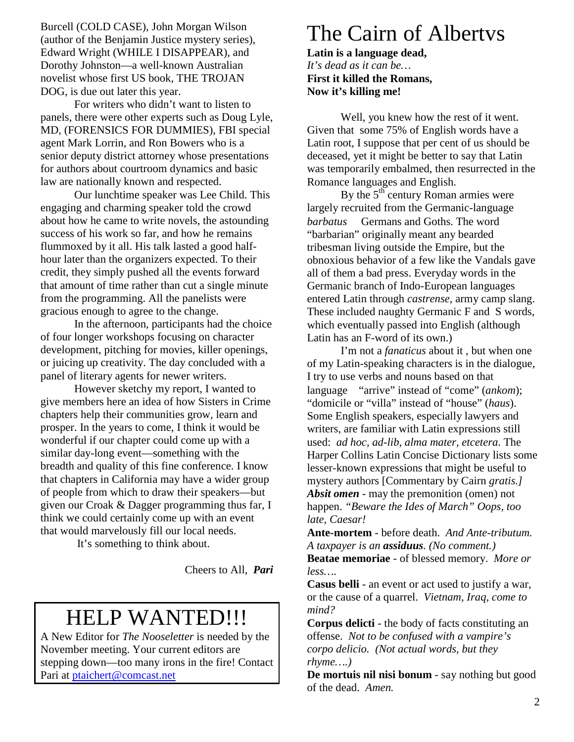Burcell (COLD CASE), John Morgan Wilson (author of the Benjamin Justice mystery series), Edward Wright (WHILE I DISAPPEAR), and Dorothy Johnston—a well-known Australian novelist whose first US book, THE TROJAN DOG, is due out later this year.

For writers who didn't want to listen to panels, there were other experts such as Doug Lyle, MD, (FORENSICS FOR DUMMIES), FBI special agent Mark Lorrin, and Ron Bowers who is a senior deputy district attorney whose presentations for authors about courtroom dynamics and basic law are nationally known and respected.

Our lunchtime speaker was Lee Child. This engaging and charming speaker told the crowd about how he came to write novels, the astounding success of his work so far, and how he remains flummoxed by it all. His talk lasted a good half-hour later than the organizers expected. To their credit, they simply pushed all the events forward that amount of time rather than cut a single minute from the programming. All the panelists were gracious enough to agree to the change.

In the afternoon, participants had the choice of four longer workshops focusing on character development, pitching for movies, killer openings, or juicing up creativity. The day concluded with a panel of literary agents for newer writers.

However sketchy my report, I wanted to give members here an idea of how Sisters in Crime chapters help their communities grow, learn and prosper. In the years to come, I think it would be wonderful if our chapter could come up with a similar day-long event—something with the breadth and quality of this fine conference. I know that chapters in California may have a wider group of people from which to draw their speakers—but given our Croak & Dagger programming thus far, I think we could certainly come up with an event that would marvelously fill our local needs.

It's something to think about.

Cheers to All, ***Pari***

# HELP WANTED!!!

A New Editor for *The Nooseletter* is needed by the November meeting. Your current editors are stepping down—too many irons in the fire! Contact Pari at ptaichert@comcast.net

# The Cairn of Albertvs

**Latin is a language dead,**
*It's dead as it can be…*
**First it killed the Romans,**
**Now it's killing me!**

Well, you knew how the rest of it went. Given that some 75% of English words have a Latin root, I suppose that per cent of us should be deceased, yet it might be better to say that Latin was temporarily embalmed, then resurrected in the Romance languages and English.

By the 5th century Roman armies were largely recruited from the Germanic-language *barbatus* Germans and Goths. The word "barbarian" originally meant any bearded tribesman living outside the Empire, but the obnoxious behavior of a few like the Vandals gave all of them a bad press. Everyday words in the Germanic branch of Indo-European languages entered Latin through *castrense*, army camp slang. These included naughty Germanic F and S words, which eventually passed into English (although Latin has an F-word of its own.)

I'm not a *fanaticus* about it , but when one of my Latin-speaking characters is in the dialogue, I try to use verbs and nouns based on that language "arrive" instead of "come" (*ankom*); "domicile or "villa" instead of "house" (*haus*). Some English speakers, especially lawyers and writers, are familiar with Latin expressions still used: *ad hoc, ad-lib, alma mater, etcetera*. The Harper Collins Latin Concise Dictionary lists some lesser-known expressions that might be useful to mystery authors [Commentary by Cairn *gratis.]*

***Absit omen*** - may the premonition (omen) not happen. *"Beware the Ides of March" Oops, too late, Caesar!*

**Ante-mortem** - before death. *And Ante-tributum. A taxpayer is an **assiduus**. (No comment.)*

**Beatae memoriae** - of blessed memory. *More or less….*

**Casus belli** - an event or act used to justify a war, or the cause of a quarrel. *Vietnam, Iraq, come to mind?*

**Corpus delicti** - the body of facts constituting an offense. *Not to be confused with a vampire's corpo delicio. (Not actual words, but they rhyme….)*

**De mortuis nil nisi bonum** - say nothing but good of the dead. *Amen.*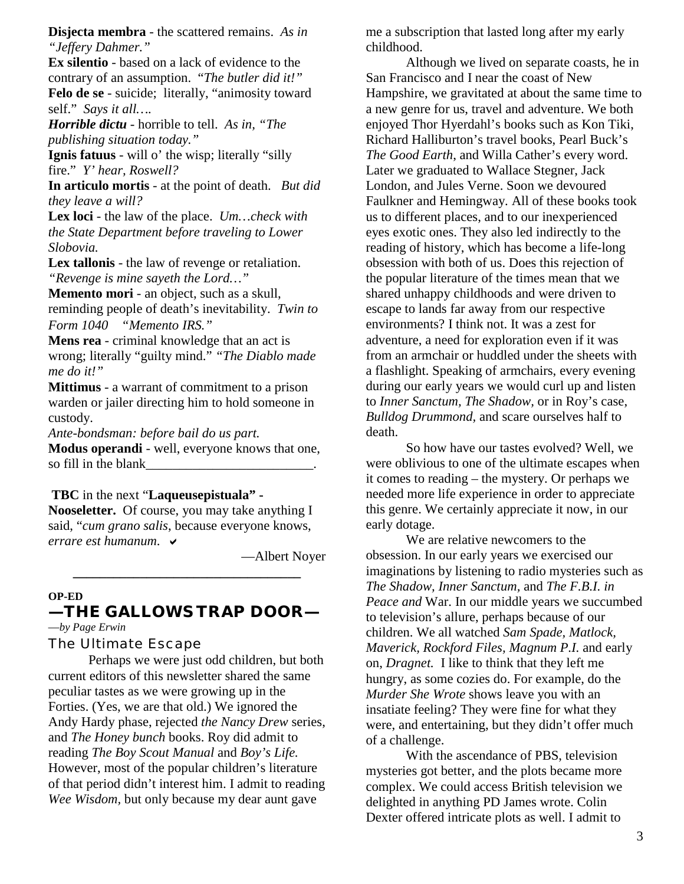**Disjecta membra** - the scattered remains. *As in "Jeffery Dahmer."*

**Ex silentio** - based on a lack of evidence to the contrary of an assumption. "*The butler did it!"*

**Felo de se** - suicide; literally, "animosity toward self." *Says it all….*

***Horrible dictu*** - horrible to tell. *As in, "The publishing situation today."*

**Ignis fatuus** - will o' the wisp; literally "silly fire." *Y' hear, Roswell?*

**In articulo mortis** - at the point of death. *But did they leave a will?*

**Lex loci** - the law of the place. *Um…check with the State Department before traveling to Lower Slobovia.*

**Lex tallonis** - the law of revenge or retaliation. *"Revenge is mine sayeth the Lord…"*

**Memento mori** - an object, such as a skull, reminding people of death's inevitability. *Twin to Form 1040 "Memento IRS."*

**Mens rea** - criminal knowledge that an act is wrong; literally "guilty mind." *"The Diablo made me do it!"*

**Mittimus** - a warrant of commitment to a prison warden or jailer directing him to hold someone in custody.

*Ante-bondsman: before bail do us part.*

**Modus operandi** - well, everyone knows that one, so fill in the blank_________________________.

**TBC** in the next "**Laqueusepistuala" - Nooseletter.** Of course, you may take anything I said, "*cum grano salis*, because everyone knows, *errare est humanum.* ✔

—Albert Noyer

---

**OP-ED**

## —THE GALLOWS TRAP DOOR—

—*by Page Erwin*

### The Ultimate Escape

Perhaps we were just odd children, but both current editors of this newsletter shared the same peculiar tastes as we were growing up in the Forties. (Yes, we are that old.) We ignored the Andy Hardy phase, rejected *the Nancy Drew* series, and *The Honey bunch* books. Roy did admit to reading *The Boy Scout Manual* and *Boy's Life.* However, most of the popular children's literature of that period didn't interest him. I admit to reading *Wee Wisdom,* but only because my dear aunt gave me a subscription that lasted long after my early childhood.

Although we lived on separate coasts, he in San Francisco and I near the coast of New Hampshire, we gravitated at about the same time to a new genre for us, travel and adventure. We both enjoyed Thor Hyerdahl's books such as Kon Tiki, Richard Halliburton's travel books, Pearl Buck's *The Good Earth*, and Willa Cather's every word. Later we graduated to Wallace Stegner, Jack London, and Jules Verne. Soon we devoured Faulkner and Hemingway. All of these books took us to different places, and to our inexperienced eyes exotic ones. They also led indirectly to the reading of history, which has become a life-long obsession with both of us. Does this rejection of the popular literature of the times mean that we shared unhappy childhoods and were driven to escape to lands far away from our respective environments? I think not. It was a zest for adventure, a need for exploration even if it was from an armchair or huddled under the sheets with a flashlight. Speaking of armchairs, every evening during our early years we would curl up and listen to *Inner Sanctum, The Shadow,* or in Roy's case, *Bulldog Drummond,* and scare ourselves half to death.

So how have our tastes evolved? Well, we were oblivious to one of the ultimate escapes when it comes to reading – the mystery. Or perhaps we needed more life experience in order to appreciate this genre. We certainly appreciate it now, in our early dotage.

We are relative newcomers to the obsession. In our early years we exercised our imaginations by listening to radio mysteries such as *The Shadow, Inner Sanctum*, and *The F.B.I. in Peace and* War. In our middle years we succumbed to television's allure, perhaps because of our children. We all watched *Sam Spade, Matlock, Maverick, Rockford Files, Magnum P.I.* and early on, *Dragnet.* I like to think that they left me hungry, as some cozies do. For example, do the *Murder She Wrote* shows leave you with an insatiate feeling? They were fine for what they were, and entertaining, but they didn't offer much of a challenge.

With the ascendance of PBS, television mysteries got better, and the plots became more complex. We could access British television we delighted in anything PD James wrote. Colin Dexter offered intricate plots as well. I admit to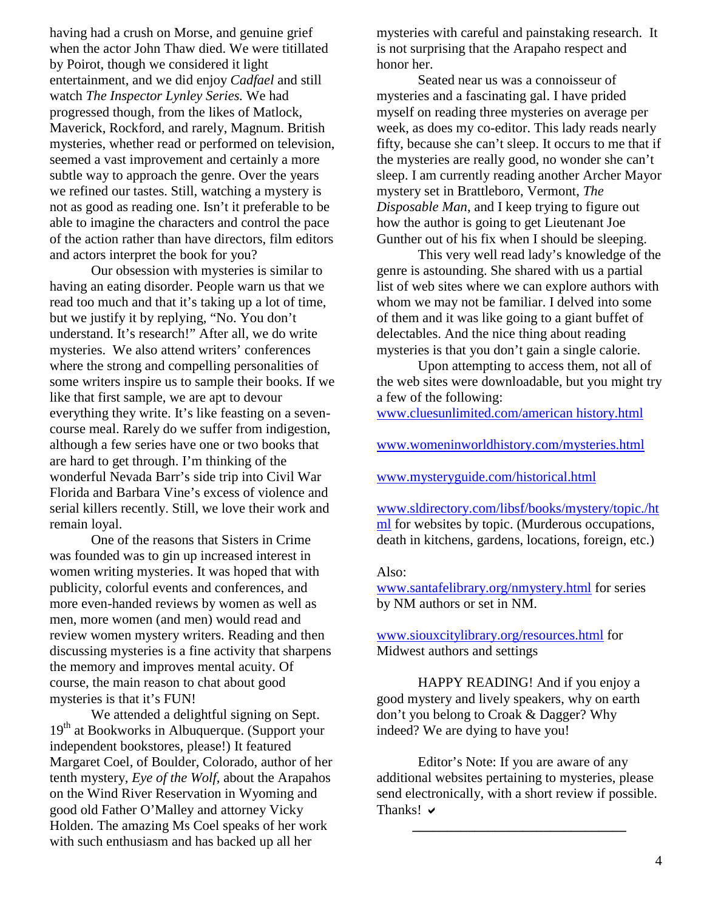having had a crush on Morse, and genuine grief when the actor John Thaw died. We were titillated by Poirot, though we considered it light entertainment, and we did enjoy *Cadfael* and still watch *The Inspector Lynley Series.* We had progressed though, from the likes of Matlock, Maverick, Rockford, and rarely, Magnum. British mysteries, whether read or performed on television, seemed a vast improvement and certainly a more subtle way to approach the genre. Over the years we refined our tastes. Still, watching a mystery is not as good as reading one. Isn't it preferable to be able to imagine the characters and control the pace of the action rather than have directors, film editors and actors interpret the book for you?

Our obsession with mysteries is similar to having an eating disorder. People warn us that we read too much and that it's taking up a lot of time, but we justify it by replying, "No. You don't understand. It's research!" After all, we do write mysteries. We also attend writers' conferences where the strong and compelling personalities of some writers inspire us to sample their books. If we like that first sample, we are apt to devour everything they write. It's like feasting on a seven-course meal. Rarely do we suffer from indigestion, although a few series have one or two books that are hard to get through. I'm thinking of the wonderful Nevada Barr's side trip into Civil War Florida and Barbara Vine's excess of violence and serial killers recently. Still, we love their work and remain loyal.

One of the reasons that Sisters in Crime was founded was to gin up increased interest in women writing mysteries. It was hoped that with publicity, colorful events and conferences, and more even-handed reviews by women as well as men, more women (and men) would read and review women mystery writers. Reading and then discussing mysteries is a fine activity that sharpens the memory and improves mental acuity. Of course, the main reason to chat about good mysteries is that it's FUN!

We attended a delightful signing on Sept. 19th at Bookworks in Albuquerque. (Support your independent bookstores, please!) It featured Margaret Coel, of Boulder, Colorado, author of her tenth mystery, *Eye of the Wolf,* about the Arapahos on the Wind River Reservation in Wyoming and good old Father O'Malley and attorney Vicky Holden. The amazing Ms Coel speaks of her work with such enthusiasm and has backed up all her mysteries with careful and painstaking research. It is not surprising that the Arapaho respect and honor her.

Seated near us was a connoisseur of mysteries and a fascinating gal. I have prided myself on reading three mysteries on average per week, as does my co-editor. This lady reads nearly fifty, because she can't sleep. It occurs to me that if the mysteries are really good, no wonder she can't sleep. I am currently reading another Archer Mayor mystery set in Brattleboro, Vermont, *The Disposable Man*, and I keep trying to figure out how the author is going to get Lieutenant Joe Gunther out of his fix when I should be sleeping.

This very well read lady's knowledge of the genre is astounding. She shared with us a partial list of web sites where we can explore authors with whom we may not be familiar. I delved into some of them and it was like going to a giant buffet of delectables. And the nice thing about reading mysteries is that you don't gain a single calorie.

Upon attempting to access them, not all of the web sites were downloadable, but you might try a few of the following:

www.cluesunlimited.com/american history.html

www.womeninworldhistory.com/mysteries.html

www.mysteryguide.com/historical.html

www.sldirectory.com/libsf/books/mystery/topic./html for websites by topic. (Murderous occupations, death in kitchens, gardens, locations, foreign, etc.)

Also:
www.santafelibrary.org/nmystery.html for series by NM authors or set in NM.

www.siouxcitylibrary.org/resources.html for Midwest authors and settings

HAPPY READING! And if you enjoy a good mystery and lively speakers, why on earth don't you belong to Croak & Dagger? Why indeed? We are dying to have you!

Editor's Note: If you are aware of any additional websites pertaining to mysteries, please send electronically, with a short review if possible. Thanks! ✔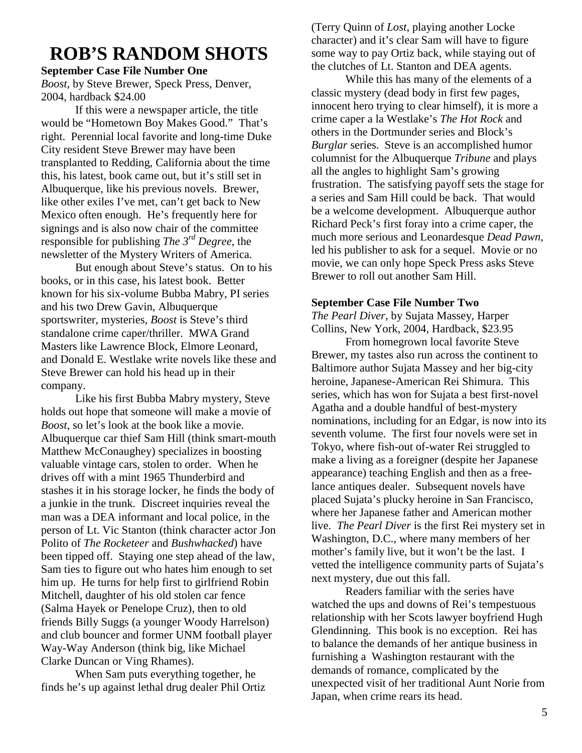# ROB'S RANDOM SHOTS

**September Case File Number One**

*Boost*, by Steve Brewer, Speck Press, Denver, 2004, hardback $24.00

If this were a newspaper article, the title would be "Hometown Boy Makes Good." That's right. Perennial local favorite and long-time Duke City resident Steve Brewer may have been transplanted to Redding, California about the time this, his latest, book came out, but it's still set in Albuquerque, like his previous novels. Brewer, like other exiles I've met, can't get back to New Mexico often enough. He's frequently here for signings and is also now chair of the committee responsible for publishing *The 3rd Degree*, the newsletter of the Mystery Writers of America.

But enough about Steve's status. On to his books, or in this case, his latest book. Better known for his six-volume Bubba Mabry, PI series and his two Drew Gavin, Albuquerque sportswriter, mysteries, *Boost* is Steve's third standalone crime caper/thriller. MWA Grand Masters like Lawrence Block, Elmore Leonard, and Donald E. Westlake write novels like these and Steve Brewer can hold his head up in their company.

Like his first Bubba Mabry mystery, Steve holds out hope that someone will make a movie of *Boost*, so let's look at the book like a movie. Albuquerque car thief Sam Hill (think smart-mouth Matthew McConaughey) specializes in boosting valuable vintage cars, stolen to order. When he drives off with a mint 1965 Thunderbird and stashes it in his storage locker, he finds the body of a junkie in the trunk. Discreet inquiries reveal the man was a DEA informant and local police, in the person of Lt. Vic Stanton (think character actor Jon Polito of *The Rocketeer* and *Bushwhacked*) have been tipped off. Staying one step ahead of the law, Sam ties to figure out who hates him enough to set him up. He turns for help first to girlfriend Robin Mitchell, daughter of his old stolen car fence (Salma Hayek or Penelope Cruz), then to old friends Billy Suggs (a younger Woody Harrelson) and club bouncer and former UNM football player Way-Way Anderson (think big, like Michael Clarke Duncan or Ving Rhames).

When Sam puts everything together, he finds he's up against lethal drug dealer Phil Ortiz (Terry Quinn of *Lost*, playing another Locke character) and it's clear Sam will have to figure some way to pay Ortiz back, while staying out of the clutches of Lt. Stanton and DEA agents.

While this has many of the elements of a classic mystery (dead body in first few pages, innocent hero trying to clear himself), it is more a crime caper a la Westlake's *The Hot Rock* and others in the Dortmunder series and Block's *Burglar* series. Steve is an accomplished humor columnist for the Albuquerque *Tribune* and plays all the angles to highlight Sam's growing frustration. The satisfying payoff sets the stage for a series and Sam Hill could be back. That would be a welcome development. Albuquerque author Richard Peck's first foray into a crime caper, the much more serious and Leonardesque *Dead Pawn*, led his publisher to ask for a sequel. Movie or no movie, we can only hope Speck Press asks Steve Brewer to roll out another Sam Hill.

**September Case File Number Two**

*The Pearl Diver*, by Sujata Massey, Harper Collins, New York, 2004, Hardback, $23.95

From homegrown local favorite Steve Brewer, my tastes also run across the continent to Baltimore author Sujata Massey and her big-city heroine, Japanese-American Rei Shimura. This series, which has won for Sujata a best first-novel Agatha and a double handful of best-mystery nominations, including for an Edgar, is now into its seventh volume. The first four novels were set in Tokyo, where fish-out of-water Rei struggled to make a living as a foreigner (despite her Japanese appearance) teaching English and then as a free-lance antiques dealer. Subsequent novels have placed Sujata's plucky heroine in San Francisco, where her Japanese father and American mother live. *The Pearl Diver* is the first Rei mystery set in Washington, D.C., where many members of her mother's family live, but it won't be the last. I vetted the intelligence community parts of Sujata's next mystery, due out this fall.

Readers familiar with the series have watched the ups and downs of Rei's tempestuous relationship with her Scots lawyer boyfriend Hugh Glendinning. This book is no exception. Rei has to balance the demands of her antique business in furnishing a Washington restaurant with the demands of romance, complicated by the unexpected visit of her traditional Aunt Norie from Japan, when crime rears its head.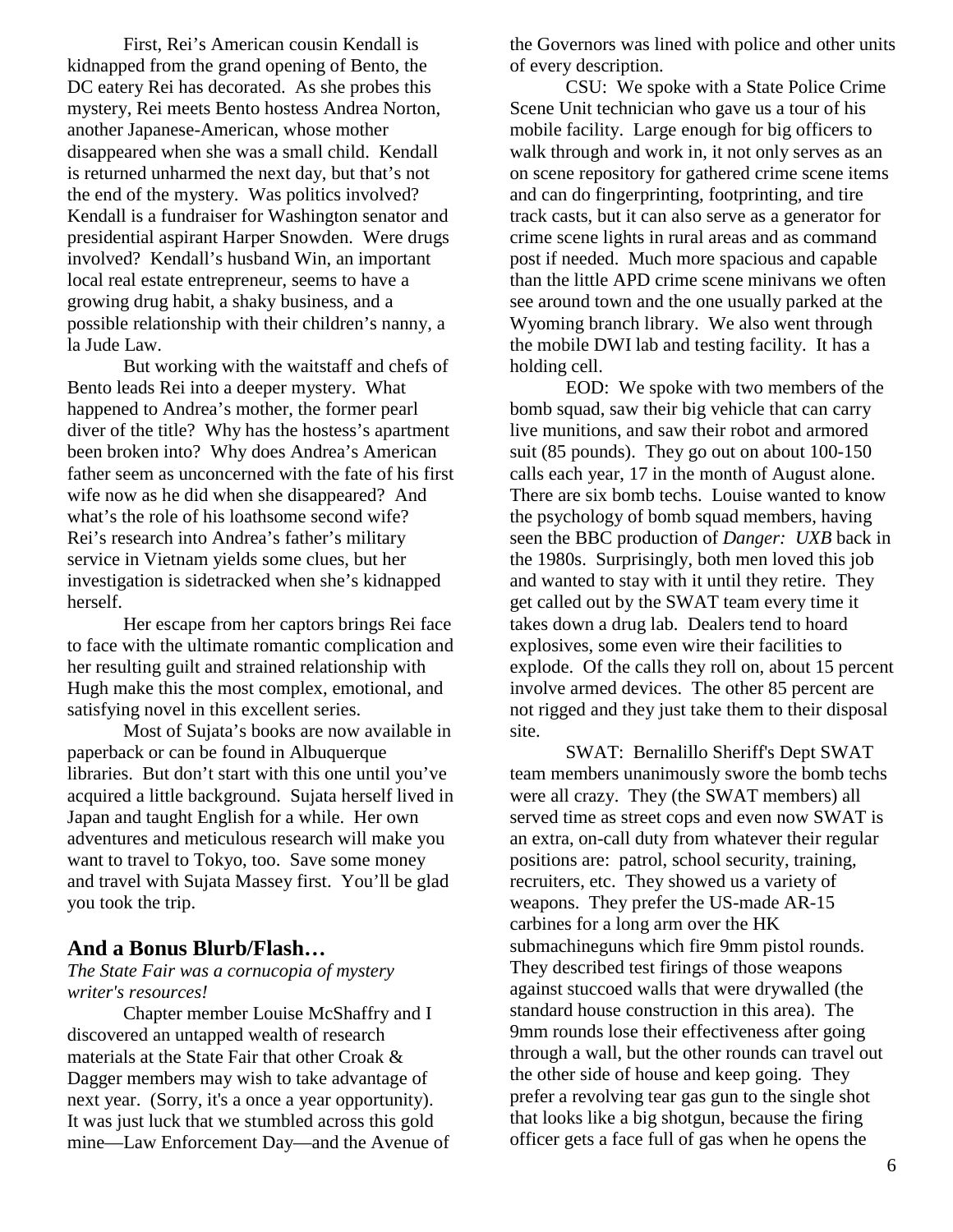First, Rei's American cousin Kendall is kidnapped from the grand opening of Bento, the DC eatery Rei has decorated. As she probes this mystery, Rei meets Bento hostess Andrea Norton, another Japanese-American, whose mother disappeared when she was a small child. Kendall is returned unharmed the next day, but that's not the end of the mystery. Was politics involved? Kendall is a fundraiser for Washington senator and presidential aspirant Harper Snowden. Were drugs involved? Kendall's husband Win, an important local real estate entrepreneur, seems to have a growing drug habit, a shaky business, and a possible relationship with their children's nanny, a la Jude Law.

But working with the waitstaff and chefs of Bento leads Rei into a deeper mystery. What happened to Andrea's mother, the former pearl diver of the title? Why has the hostess's apartment been broken into? Why does Andrea's American father seem as unconcerned with the fate of his first wife now as he did when she disappeared? And what's the role of his loathsome second wife? Rei's research into Andrea's father's military service in Vietnam yields some clues, but her investigation is sidetracked when she's kidnapped herself.

Her escape from her captors brings Rei face to face with the ultimate romantic complication and her resulting guilt and strained relationship with Hugh make this the most complex, emotional, and satisfying novel in this excellent series.

Most of Sujata's books are now available in paperback or can be found in Albuquerque libraries. But don't start with this one until you've acquired a little background. Sujata herself lived in Japan and taught English for a while. Her own adventures and meticulous research will make you want to travel to Tokyo, too. Save some money and travel with Sujata Massey first. You'll be glad you took the trip.

## And a Bonus Blurb/Flash…

*The State Fair was a cornucopia of mystery writer's resources!*

Chapter member Louise McShaffry and I discovered an untapped wealth of research materials at the State Fair that other Croak & Dagger members may wish to take advantage of next year. (Sorry, it's a once a year opportunity). It was just luck that we stumbled across this gold mine—Law Enforcement Day—and the Avenue of the Governors was lined with police and other units of every description.

CSU: We spoke with a State Police Crime Scene Unit technician who gave us a tour of his mobile facility. Large enough for big officers to walk through and work in, it not only serves as an on scene repository for gathered crime scene items and can do fingerprinting, footprinting, and tire track casts, but it can also serve as a generator for crime scene lights in rural areas and as command post if needed. Much more spacious and capable than the little APD crime scene minivans we often see around town and the one usually parked at the Wyoming branch library. We also went through the mobile DWI lab and testing facility. It has a holding cell.

EOD: We spoke with two members of the bomb squad, saw their big vehicle that can carry live munitions, and saw their robot and armored suit (85 pounds). They go out on about 100-150 calls each year, 17 in the month of August alone. There are six bomb techs. Louise wanted to know the psychology of bomb squad members, having seen the BBC production of *Danger: UXB* back in the 1980s. Surprisingly, both men loved this job and wanted to stay with it until they retire. They get called out by the SWAT team every time it takes down a drug lab. Dealers tend to hoard explosives, some even wire their facilities to explode. Of the calls they roll on, about 15 percent involve armed devices. The other 85 percent are not rigged and they just take them to their disposal site.

SWAT: Bernalillo Sheriff's Dept SWAT team members unanimously swore the bomb techs were all crazy. They (the SWAT members) all served time as street cops and even now SWAT is an extra, on-call duty from whatever their regular positions are: patrol, school security, training, recruiters, etc. They showed us a variety of weapons. They prefer the US-made AR-15 carbines for a long arm over the HK submachineguns which fire 9mm pistol rounds. They described test firings of those weapons against stuccoed walls that were drywalled (the standard house construction in this area). The 9mm rounds lose their effectiveness after going through a wall, but the other rounds can travel out the other side of house and keep going. They prefer a revolving tear gas gun to the single shot that looks like a big shotgun, because the firing officer gets a face full of gas when he opens the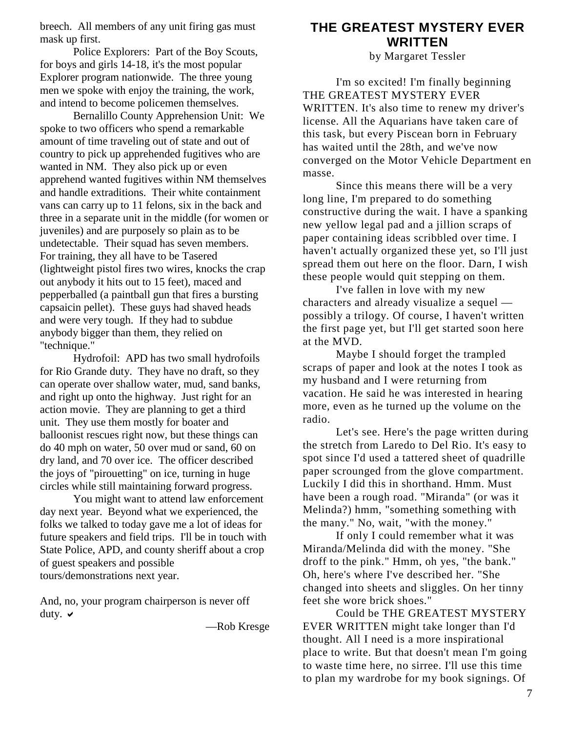breech. All members of any unit firing gas must mask up first.

Police Explorers: Part of the Boy Scouts, for boys and girls 14-18, it's the most popular Explorer program nationwide. The three young men we spoke with enjoy the training, the work, and intend to become policemen themselves.

Bernalillo County Apprehension Unit: We spoke to two officers who spend a remarkable amount of time traveling out of state and out of country to pick up apprehended fugitives who are wanted in NM. They also pick up or even apprehend wanted fugitives within NM themselves and handle extraditions. Their white containment vans can carry up to 11 felons, six in the back and three in a separate unit in the middle (for women or juveniles) and are purposely so plain as to be undetectable. Their squad has seven members. For training, they all have to be Tasered (lightweight pistol fires two wires, knocks the crap out anybody it hits out to 15 feet), maced and pepperballed (a paintball gun that fires a bursting capsaicin pellet). These guys had shaved heads and were very tough. If they had to subdue anybody bigger than them, they relied on "technique."

Hydrofoil: APD has two small hydrofoils for Rio Grande duty. They have no draft, so they can operate over shallow water, mud, sand banks, and right up onto the highway. Just right for an action movie. They are planning to get a third unit. They use them mostly for boater and balloonist rescues right now, but these things can do 40 mph on water, 50 over mud or sand, 60 on dry land, and 70 over ice. The officer described the joys of "pirouetting" on ice, turning in huge circles while still maintaining forward progress.

You might want to attend law enforcement day next year. Beyond what we experienced, the folks we talked to today gave me a lot of ideas for future speakers and field trips. I'll be in touch with State Police, APD, and county sheriff about a crop of guest speakers and possible tours/demonstrations next year.

And, no, your program chairperson is never off duty. ✔

—Rob Kresge

## THE GREATEST MYSTERY EVER WRITTEN

by Margaret Tessler

I'm so excited! I'm finally beginning THE GREATEST MYSTERY EVER WRITTEN. It's also time to renew my driver's license. All the Aquarians have taken care of this task, but every Piscean born in February has waited until the 28th, and we've now converged on the Motor Vehicle Department en masse.

Since this means there will be a very long line, I'm prepared to do something constructive during the wait. I have a spanking new yellow legal pad and a jillion scraps of paper containing ideas scribbled over time. I haven't actually organized these yet, so I'll just spread them out here on the floor. Darn, I wish these people would quit stepping on them.

I've fallen in love with my new characters and already visualize a sequel — possibly a trilogy. Of course, I haven't written the first page yet, but I'll get started soon here at the MVD.

Maybe I should forget the trampled scraps of paper and look at the notes I took as my husband and I were returning from vacation. He said he was interested in hearing more, even as he turned up the volume on the radio.

Let's see. Here's the page written during the stretch from Laredo to Del Rio. It's easy to spot since I'd used a tattered sheet of quadrille paper scrounged from the glove compartment. Luckily I did this in shorthand. Hmm. Must have been a rough road. "Miranda" (or was it Melinda?) hmm, "something something with the many." No, wait, "with the money."

If only I could remember what it was Miranda/Melinda did with the money. "She droff to the pink." Hmm, oh yes, "the bank." Oh, here's where I've described her. "She changed into sheets and sliggles. On her tinny feet she wore brick shoes."

Could be THE GREATEST MYSTERY EVER WRITTEN might take longer than I'd thought. All I need is a more inspirational place to write. But that doesn't mean I'm going to waste time here, no sirree. I'll use this time to plan my wardrobe for my book signings. Of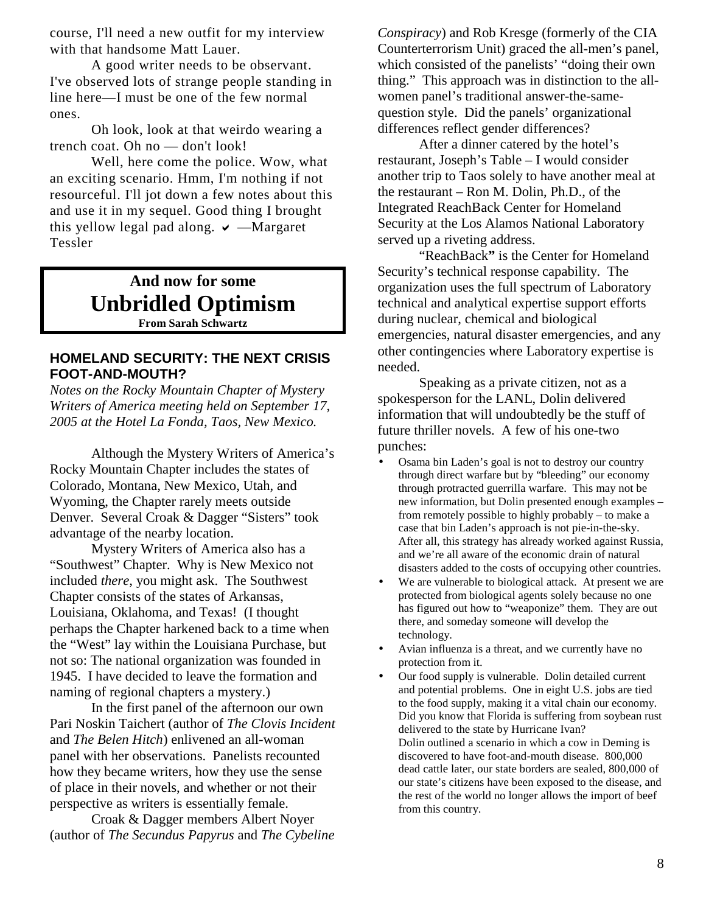course, I'll need a new outfit for my interview with that handsome Matt Lauer.

A good writer needs to be observant. I've observed lots of strange people standing in line here—I must be one of the few normal ones.

Oh look, look at that weirdo wearing a trench coat. Oh no — don't look!

Well, here come the police. Wow, what an exciting scenario. Hmm, I'm nothing if not resourceful. I'll jot down a few notes about this and use it in my sequel. Good thing I brought this yellow legal pad along. ✔ —Margaret Tessler

## And now for some
# Unbridled Optimism
**From Sarah Schwartz**

### HOMELAND SECURITY: THE NEXT CRISIS FOOT-AND-MOUTH?

*Notes on the Rocky Mountain Chapter of Mystery Writers of America meeting held on September 17, 2005 at the Hotel La Fonda, Taos, New Mexico.*

Although the Mystery Writers of America's Rocky Mountain Chapter includes the states of Colorado, Montana, New Mexico, Utah, and Wyoming, the Chapter rarely meets outside Denver. Several Croak & Dagger "Sisters" took advantage of the nearby location.

Mystery Writers of America also has a "Southwest" Chapter. Why is New Mexico not included *there*, you might ask. The Southwest Chapter consists of the states of Arkansas, Louisiana, Oklahoma, and Texas! (I thought perhaps the Chapter harkened back to a time when the "West" lay within the Louisiana Purchase, but not so: The national organization was founded in 1945. I have decided to leave the formation and naming of regional chapters a mystery.)

In the first panel of the afternoon our own Pari Noskin Taichert (author of *The Clovis Incident* and *The Belen Hitch*) enlivened an all-woman panel with her observations. Panelists recounted how they became writers, how they use the sense of place in their novels, and whether or not their perspective as writers is essentially female.

Croak & Dagger members Albert Noyer (author of *The Secundus Papyrus* and *The Cybeline Conspiracy*) and Rob Kresge (formerly of the CIA Counterterrorism Unit) graced the all-men's panel, which consisted of the panelists' "doing their own thing." This approach was in distinction to the all-women panel's traditional answer-the-same-question style. Did the panels' organizational differences reflect gender differences?

After a dinner catered by the hotel's restaurant, Joseph's Table – I would consider another trip to Taos solely to have another meal at the restaurant – Ron M. Dolin, Ph.D., of the Integrated ReachBack Center for Homeland Security at the Los Alamos National Laboratory served up a riveting address.

"ReachBack**"** is the Center for Homeland Security's technical response capability. The organization uses the full spectrum of Laboratory technical and analytical expertise support efforts during nuclear, chemical and biological emergencies, natural disaster emergencies, and any other contingencies where Laboratory expertise is needed.

Speaking as a private citizen, not as a spokesperson for the LANL, Dolin delivered information that will undoubtedly be the stuff of future thriller novels. A few of his one-two punches:

- Osama bin Laden's goal is not to destroy our country through direct warfare but by "bleeding" our economy through protracted guerrilla warfare. This may not be new information, but Dolin presented enough examples – from remotely possible to highly probably – to make a case that bin Laden's approach is not pie-in-the-sky. After all, this strategy has already worked against Russia, and we're all aware of the economic drain of natural disasters added to the costs of occupying other countries.
- We are vulnerable to biological attack. At present we are protected from biological agents solely because no one has figured out how to "weaponize" them. They are out there, and someday someone will develop the technology.
- Avian influenza is a threat, and we currently have no protection from it.
- Our food supply is vulnerable. Dolin detailed current and potential problems. One in eight U.S. jobs are tied to the food supply, making it a vital chain our economy. Did you know that Florida is suffering from soybean rust delivered to the state by Hurricane Ivan?
  Dolin outlined a scenario in which a cow in Deming is discovered to have foot-and-mouth disease. 800,000 dead cattle later, our state borders are sealed, 800,000 of our state's citizens have been exposed to the disease, and the rest of the world no longer allows the import of beef from this country.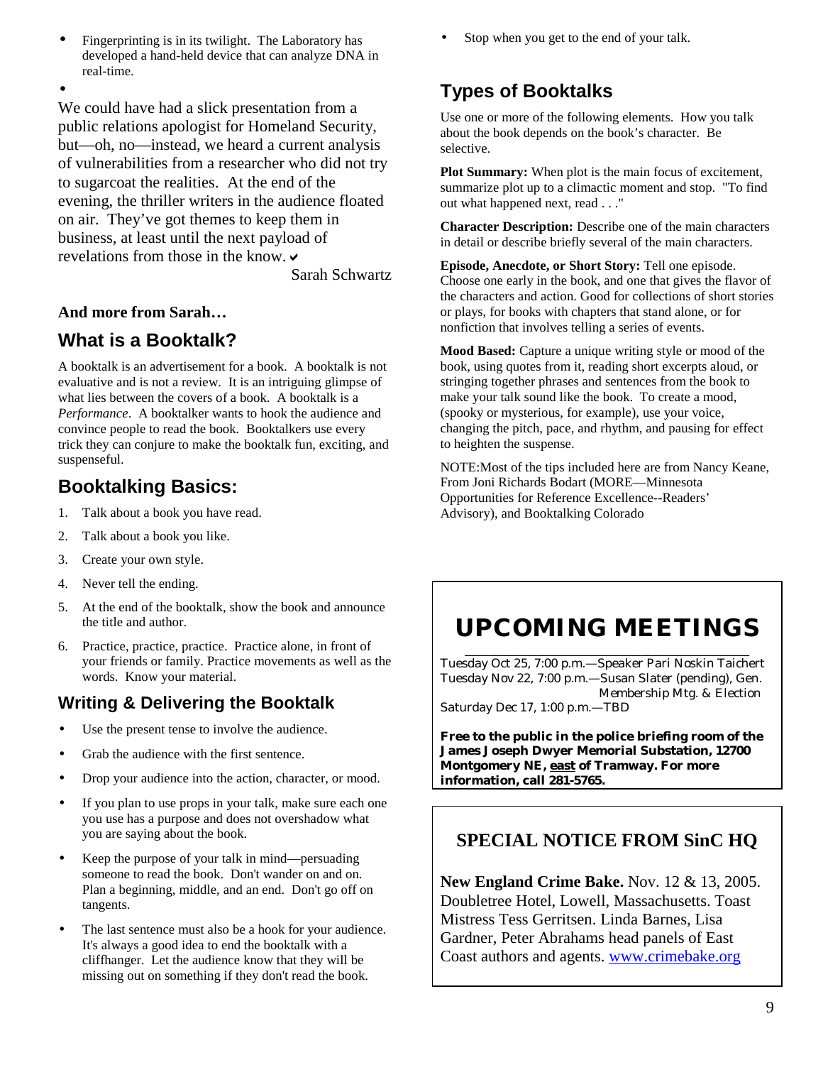- Fingerprinting is in its twilight. The Laboratory has developed a hand-held device that can analyze DNA in real-time.

We could have had a slick presentation from a public relations apologist for Homeland Security, but—oh, no—instead, we heard a current analysis of vulnerabilities from a researcher who did not try to sugarcoat the realities. At the end of the evening, the thriller writers in the audience floated on air. They've got themes to keep them in business, at least until the next payload of revelations from those in the know. ✔

Sarah Schwartz

**And more from Sarah…**

## What is a Booktalk?

A booktalk is an advertisement for a book. A booktalk is not evaluative and is not a review. It is an intriguing glimpse of what lies between the covers of a book. A booktalk is a *Performance*. A booktalker wants to hook the audience and convince people to read the book. Booktalkers use every trick they can conjure to make the booktalk fun, exciting, and suspenseful.

## Booktalking Basics:

1. Talk about a book you have read.
2. Talk about a book you like.
3. Create your own style.
4. Never tell the ending.
5. At the end of the booktalk, show the book and announce the title and author.
6. Practice, practice, practice. Practice alone, in front of your friends or family. Practice movements as well as the words. Know your material.

### Writing & Delivering the Booktalk

- Use the present tense to involve the audience.
- Grab the audience with the first sentence.
- Drop your audience into the action, character, or mood.
- If you plan to use props in your talk, make sure each one you use has a purpose and does not overshadow what you are saying about the book.
- Keep the purpose of your talk in mind—persuading someone to read the book. Don't wander on and on. Plan a beginning, middle, and an end. Don't go off on tangents.
- The last sentence must also be a hook for your audience. It's always a good idea to end the booktalk with a cliffhanger. Let the audience know that they will be missing out on something if they don't read the book.
- Stop when you get to the end of your talk.

## Types of Booktalks

Use one or more of the following elements. How you talk about the book depends on the book's character. Be selective.

**Plot Summary:** When plot is the main focus of excitement, summarize plot up to a climactic moment and stop. "To find out what happened next, read . . ."

**Character Description:** Describe one of the main characters in detail or describe briefly several of the main characters.

**Episode, Anecdote, or Short Story:** Tell one episode. Choose one early in the book, and one that gives the flavor of the characters and action. Good for collections of short stories or plays, for books with chapters that stand alone, or for nonfiction that involves telling a series of events.

**Mood Based:** Capture a unique writing style or mood of the book, using quotes from it, reading short excerpts aloud, or stringing together phrases and sentences from the book to make your talk sound like the book. To create a mood, (spooky or mysterious, for example), use your voice, changing the pitch, pace, and rhythm, and pausing for effect to heighten the suspense.

NOTE:Most of the tips included here are from Nancy Keane, From Joni Richards Bodart (MORE—Minnesota Opportunities for Reference Excellence--Readers' Advisory), and Booktalking Colorado

# UPCOMING MEETINGS

Tuesday Oct 25, 7:00 p.m.—Speaker Pari Noskin Taichert
Tuesday Nov 22, 7:00 p.m.—Susan Slater (pending), Gen. Membership Mtg. & Election
Saturday Dec 17, 1:00 p.m.—TBD

**Free to the public in the police briefing room of the James Joseph Dwyer Memorial Substation, 12700 Montgomery NE, east of Tramway. For more information, call 281-5765.**

## SPECIAL NOTICE FROM SinC HQ

**New England Crime Bake.** Nov. 12 & 13, 2005. Doubletree Hotel, Lowell, Massachusetts. Toast Mistress Tess Gerritsen. Linda Barnes, Lisa Gardner, Peter Abrahams head panels of East Coast authors and agents. www.crimebake.org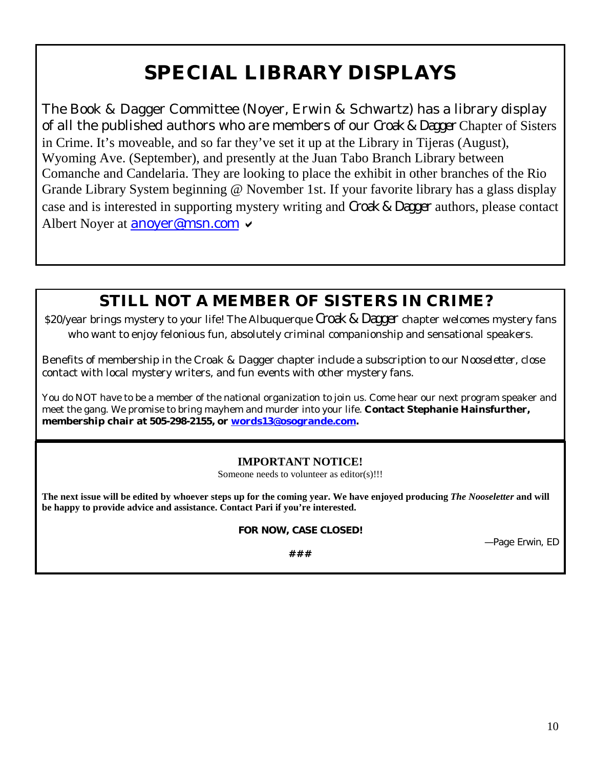# SPECIAL LIBRARY DISPLAYS

The Book & Dagger Committee (Noyer, Erwin & Schwartz) has a library display of all the published authors who are members of our *Croak & Dagger* Chapter of Sisters in Crime. It's moveable, and so far they've set it up at the Library in Tijeras (August), Wyoming Ave. (September), and presently at the Juan Tabo Branch Library between Comanche and Candelaria. They are looking to place the exhibit in other branches of the Rio Grande Library System beginning @ November 1st. If your favorite library has a glass display case and is interested in supporting mystery writing and *Croak & Dagger* authors, please contact Albert Noyer at anoyer@msn.com ✔

## STILL NOT A MEMBER OF SISTERS IN CRIME?

$20/year brings mystery to your life! The Albuquerque *Croak & Dagger* chapter welcomes mystery fans who want to enjoy felonious fun, absolutely criminal companionship and sensational speakers.

Benefits of membership in the Croak & Dagger chapter include a subscription to our *Nooseletter*, close contact with local mystery writers, and fun events with other mystery fans.

You do NOT have to be a member of the national organization to join us. Come hear our next program speaker and meet the gang. We promise to bring mayhem and murder into your life. **Contact Stephanie Hainsfurther, membership chair at 505-298-2155, or words13@osogrande.com.**

**IMPORTANT NOTICE!**

Someone needs to volunteer as editor(s)!!!

**The next issue will be edited by whoever steps up for the coming year. We have enjoyed producing *The Nooseletter* and will be happy to provide advice and assistance. Contact Pari if you're interested.**

**FOR NOW, CASE CLOSED!**

—Page Erwin, ED

###